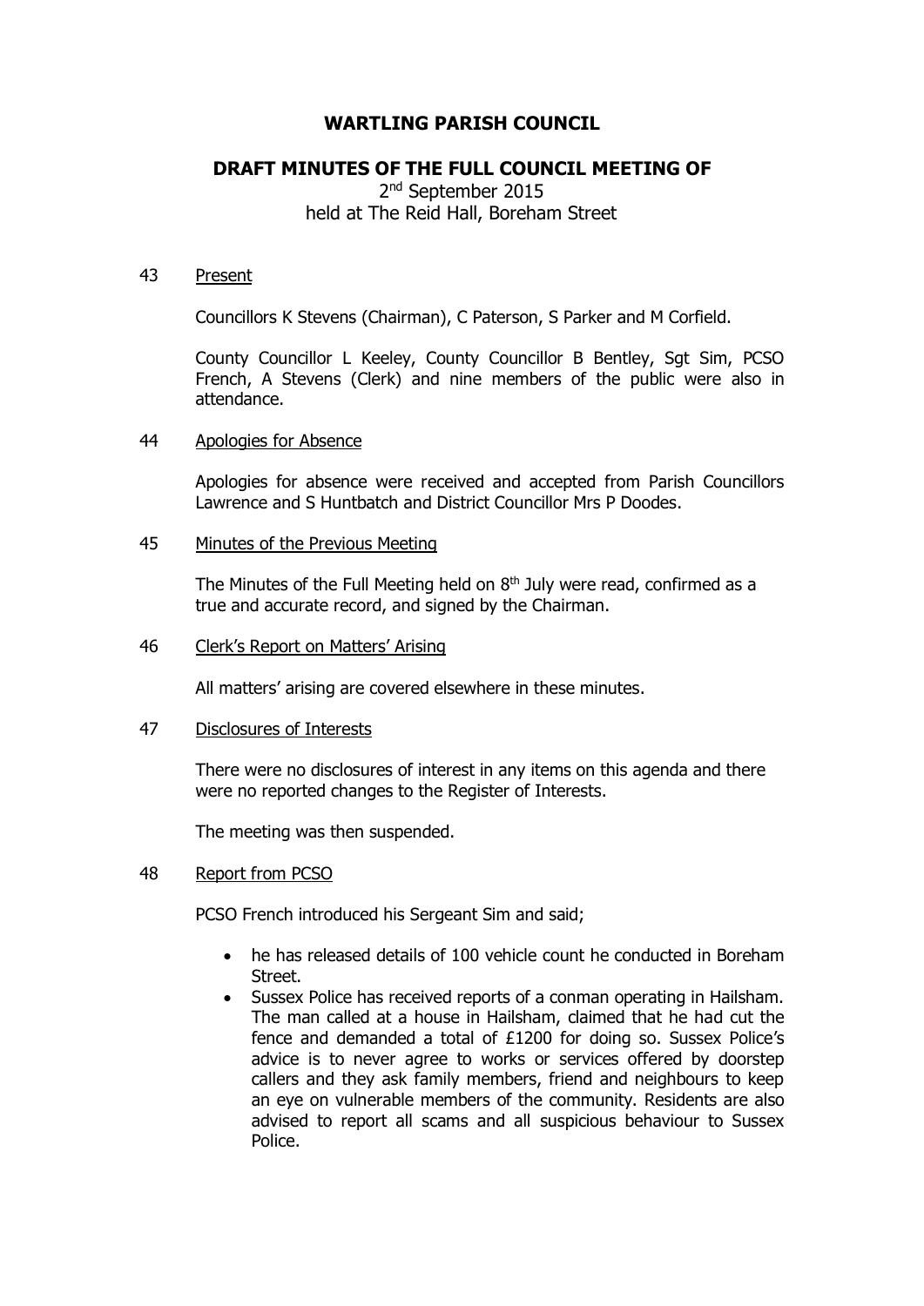# WARTLING PARISH COUNCIL

## DRAFT MINUTES OF THE FULL COUNCIL MEETING OF

2nd September 2015
held at The Reid Hall, Boreham Street

43 Present

Councillors K Stevens (Chairman), C Paterson, S Parker and M Corfield.

County Councillor L Keeley, County Councillor B Bentley, Sgt Sim, PCSO French, A Stevens (Clerk) and nine members of the public were also in attendance.

44 Apologies for Absence

Apologies for absence were received and accepted from Parish Councillors Lawrence and S Huntbatch and District Councillor Mrs P Doodes.

45 Minutes of the Previous Meeting

The Minutes of the Full Meeting held on 8th July were read, confirmed as a true and accurate record, and signed by the Chairman.

46 Clerk's Report on Matters' Arising

All matters' arising are covered elsewhere in these minutes.

47 Disclosures of Interests

There were no disclosures of interest in any items on this agenda and there were no reported changes to the Register of Interests.

The meeting was then suspended.

48 Report from PCSO

PCSO French introduced his Sergeant Sim and said;

- he has released details of 100 vehicle count he conducted in Boreham Street.
- Sussex Police has received reports of a conman operating in Hailsham. The man called at a house in Hailsham, claimed that he had cut the fence and demanded a total of £1200 for doing so. Sussex Police's advice is to never agree to works or services offered by doorstep callers and they ask family members, friend and neighbours to keep an eye on vulnerable members of the community. Residents are also advised to report all scams and all suspicious behaviour to Sussex Police.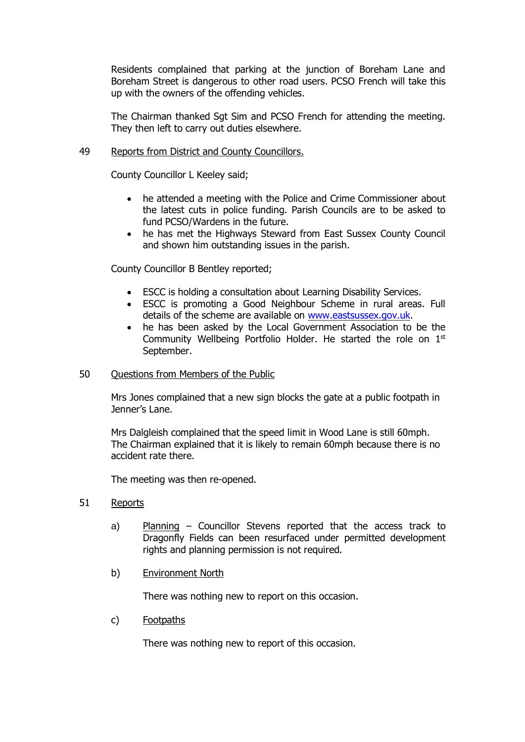Residents complained that parking at the junction of Boreham Lane and Boreham Street is dangerous to other road users. PCSO French will take this up with the owners of the offending vehicles.

The Chairman thanked Sgt Sim and PCSO French for attending the meeting. They then left to carry out duties elsewhere.

49 Reports from District and County Councillors.

County Councillor L Keeley said;

- he attended a meeting with the Police and Crime Commissioner about the latest cuts in police funding. Parish Councils are to be asked to fund PCSO/Wardens in the future.
- he has met the Highways Steward from East Sussex County Council and shown him outstanding issues in the parish.

County Councillor B Bentley reported;

- ESCC is holding a consultation about Learning Disability Services.
- ESCC is promoting a Good Neighbour Scheme in rural areas. Full details of the scheme are available on www.eastsussex.gov.uk.
- he has been asked by the Local Government Association to be the Community Wellbeing Portfolio Holder. He started the role on 1st September.

50 Questions from Members of the Public

Mrs Jones complained that a new sign blocks the gate at a public footpath in Jenner's Lane.

Mrs Dalgleish complained that the speed limit in Wood Lane is still 60mph. The Chairman explained that it is likely to remain 60mph because there is no accident rate there.

The meeting was then re-opened.

51 Reports

a) Planning – Councillor Stevens reported that the access track to Dragonfly Fields can been resurfaced under permitted development rights and planning permission is not required.

b) Environment North

There was nothing new to report on this occasion.

c) Footpaths

There was nothing new to report of this occasion.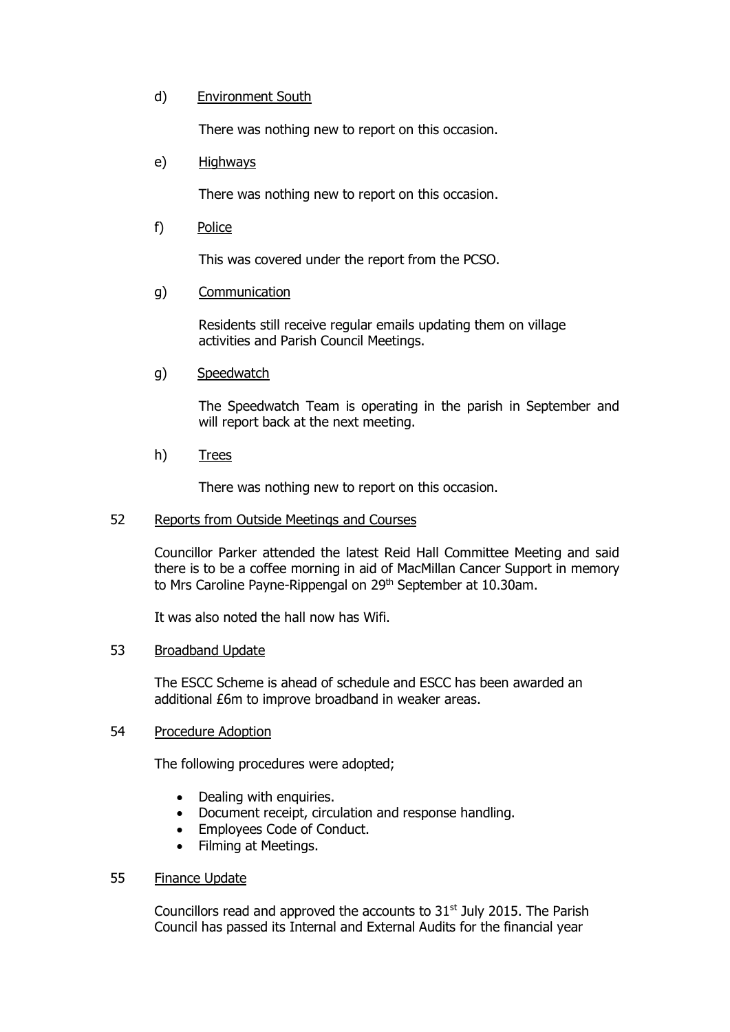d) <u>Environment South</u>

There was nothing new to report on this occasion.

e) <u>Highways</u>

There was nothing new to report on this occasion.

f) <u>Police</u>

This was covered under the report from the PCSO.

g) <u>Communication</u>

Residents still receive regular emails updating them on village activities and Parish Council Meetings.

g) <u>Speedwatch</u>

The Speedwatch Team is operating in the parish in September and will report back at the next meeting.

h) <u>Trees</u>

There was nothing new to report on this occasion.

52 <u>Reports from Outside Meetings and Courses</u>

Councillor Parker attended the latest Reid Hall Committee Meeting and said there is to be a coffee morning in aid of MacMillan Cancer Support in memory to Mrs Caroline Payne-Rippengal on 29th September at 10.30am.

It was also noted the hall now has Wifi.

53 <u>Broadband Update</u>

The ESCC Scheme is ahead of schedule and ESCC has been awarded an additional £6m to improve broadband in weaker areas.

54 <u>Procedure Adoption</u>

The following procedures were adopted;

- Dealing with enquiries.
- Document receipt, circulation and response handling.
- Employees Code of Conduct.
- Filming at Meetings.

55 <u>Finance Update</u>

Councillors read and approved the accounts to 31st July 2015. The Parish Council has passed its Internal and External Audits for the financial year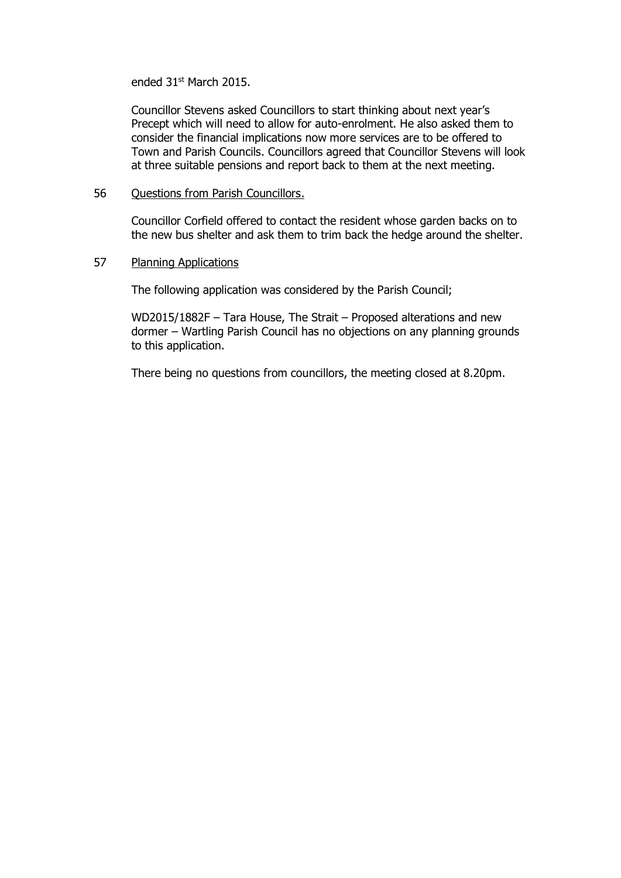ended 31st March 2015.

Councillor Stevens asked Councillors to start thinking about next year's Precept which will need to allow for auto-enrolment. He also asked them to consider the financial implications now more services are to be offered to Town and Parish Councils. Councillors agreed that Councillor Stevens will look at three suitable pensions and report back to them at the next meeting.

56 Questions from Parish Councillors.

Councillor Corfield offered to contact the resident whose garden backs on to the new bus shelter and ask them to trim back the hedge around the shelter.

57 Planning Applications

The following application was considered by the Parish Council;

WD2015/1882F – Tara House, The Strait – Proposed alterations and new dormer – Wartling Parish Council has no objections on any planning grounds to this application.

There being no questions from councillors, the meeting closed at 8.20pm.